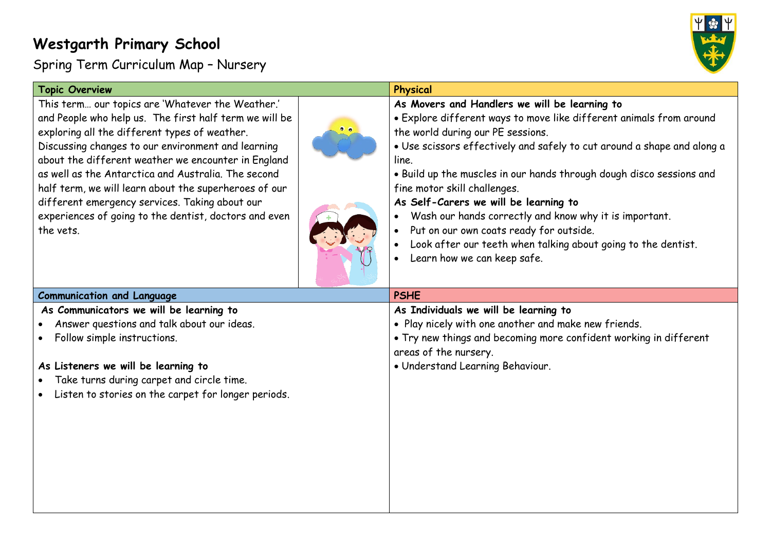# Westgarth Primary School

## Spring Term Curriculum Map – Nursery

### Topic Overview

This term… our topics are 'Whatever the Weather.' and People who help us. The first half term we will be exploring all the different types of weather. Discussing changes to our environment and learning about the different weather we encounter in England as well as the Antarctica and Australia. The second half term, we will learn about the superheroes of our different emergency services. Taking about our experiences of going to the dentist, doctors and even the vets.

### Physical

**As Movers and Handlers we will be learning to**

- Explore different ways to move like different animals from around the world during our PE sessions.
- Use scissors effectively and safely to cut around a shape and along a line.
- Build up the muscles in our hands through dough disco sessions and fine motor skill challenges.

**As Self-Carers we will be learning to**

- Wash our hands correctly and know why it is important.
- Put on our own coats ready for outside.
- Look after our teeth when talking about going to the dentist.
- Learn how we can keep safe.

### Communication and Language

**As Communicators we will be learning to**

- Answer questions and talk about our ideas.
- Follow simple instructions.

**As Listeners we will be learning to**

- Take turns during carpet and circle time.
- Listen to stories on the carpet for longer periods.

### PSHE

**As Individuals we will be learning to**

- Play nicely with one another and make new friends.
- Try new things and becoming more confident working in different areas of the nursery.
- Understand Learning Behaviour.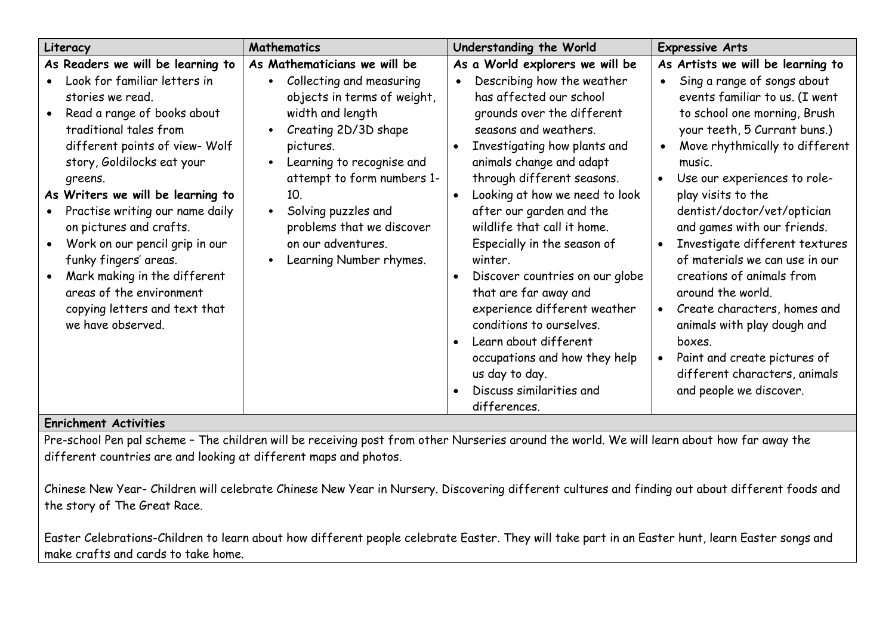| Literacy | Mathematics | Understanding the World | Expressive Arts |
|---|---|---|---|
| **As Readers we will be learning to**<br>• Look for familiar letters in stories we read.<br>• Read a range of books about traditional tales from different points of view- Wolf story, Goldilocks eat your greens.<br>**As Writers we will be learning to**<br>• Practise writing our name daily on pictures and crafts.<br>• Work on our pencil grip in our funky fingers' areas.<br>• Mark making in the different areas of the environment copying letters and text that we have observed. | **As Mathematicians we will be**<br>• Collecting and measuring objects in terms of weight, width and length<br>• Creating 2D/3D shape pictures.<br>• Learning to recognise and attempt to form numbers 1-10.<br>• Solving puzzles and problems that we discover on our adventures.<br>• Learning Number rhymes. | **As a World explorers we will be**<br>• Describing how the weather has affected our school grounds over the different seasons and weathers.<br>• Investigating how plants and animals change and adapt through different seasons.<br>• Looking at how we need to look after our garden and the wildlife that call it home. Especially in the season of winter.<br>• Discover countries on our globe that are far away and experience different weather conditions to ourselves.<br>• Learn about different occupations and how they help us day to day.<br>• Discuss similarities and differences. | **As Artists we will be learning to**<br>• Sing a range of songs about events familiar to us. (I went to school one morning, Brush your teeth, 5 Currant buns.)<br>• Move rhythmically to different music.<br>• Use our experiences to role-play visits to the dentist/doctor/vet/optician and games with our friends.<br>• Investigate different textures of materials we can use in our creations of animals from around the world.<br>• Create characters, homes and animals with play dough and boxes.<br>• Paint and create pictures of different characters, animals and people we discover. |

**Enrichment Activities**

Pre-school Pen pal scheme – The children will be receiving post from other Nurseries around the world. We will learn about how far away the different countries are and looking at different maps and photos.

Chinese New Year- Children will celebrate Chinese New Year in Nursery. Discovering different cultures and finding out about different foods and the story of The Great Race.

Easter Celebrations-Children to learn about how different people celebrate Easter. They will take part in an Easter hunt, learn Easter songs and make crafts and cards to take home.